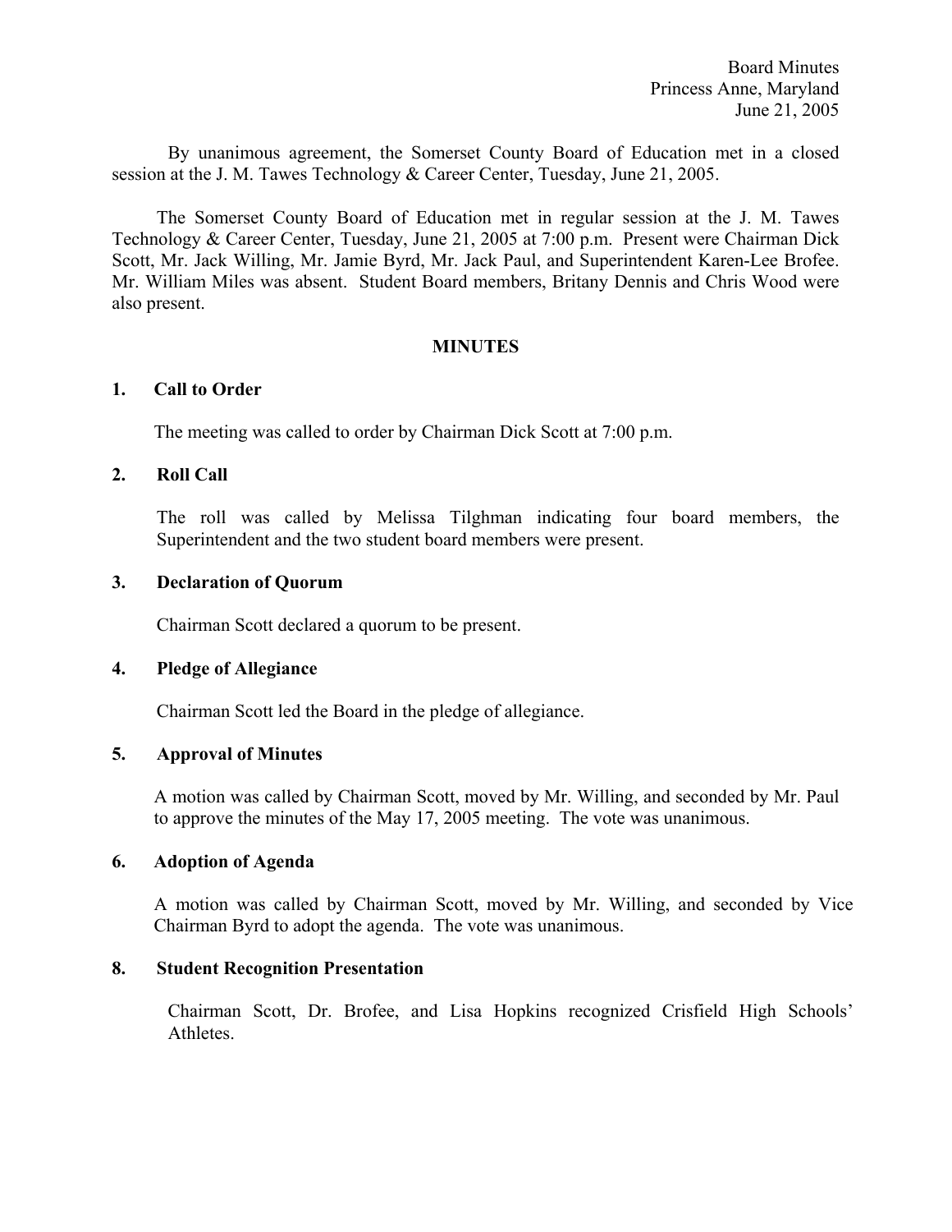Board Minutes
Princess Anne, Maryland
June 21, 2005

By unanimous agreement, the Somerset County Board of Education met in a closed session at the J. M. Tawes Technology & Career Center, Tuesday, June 21, 2005.

The Somerset County Board of Education met in regular session at the J. M. Tawes Technology & Career Center, Tuesday, June 21, 2005 at 7:00 p.m. Present were Chairman Dick Scott, Mr. Jack Willing, Mr. Jamie Byrd, Mr. Jack Paul, and Superintendent Karen-Lee Brofee. Mr. William Miles was absent. Student Board members, Britany Dennis and Chris Wood were also present.

## MINUTES

### 1. Call to Order

The meeting was called to order by Chairman Dick Scott at 7:00 p.m.

### 2. Roll Call

The roll was called by Melissa Tilghman indicating four board members, the Superintendent and the two student board members were present.

### 3. Declaration of Quorum

Chairman Scott declared a quorum to be present.

### 4. Pledge of Allegiance

Chairman Scott led the Board in the pledge of allegiance.

### 5. Approval of Minutes

A motion was called by Chairman Scott, moved by Mr. Willing, and seconded by Mr. Paul to approve the minutes of the May 17, 2005 meeting. The vote was unanimous.

### 6. Adoption of Agenda

A motion was called by Chairman Scott, moved by Mr. Willing, and seconded by Vice Chairman Byrd to adopt the agenda. The vote was unanimous.

### 8. Student Recognition Presentation

Chairman Scott, Dr. Brofee, and Lisa Hopkins recognized Crisfield High Schools' Athletes.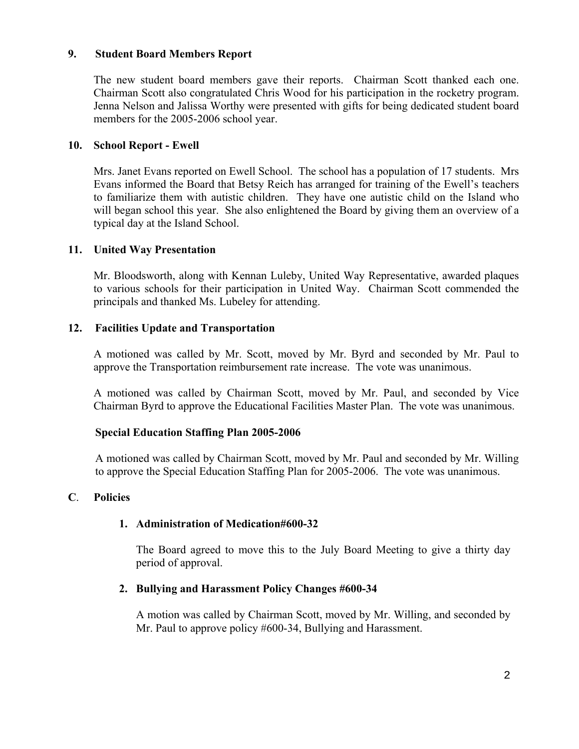**9. Student Board Members Report**

The new student board members gave their reports. Chairman Scott thanked each one. Chairman Scott also congratulated Chris Wood for his participation in the rocketry program. Jenna Nelson and Jalissa Worthy were presented with gifts for being dedicated student board members for the 2005-2006 school year.

**10. School Report - Ewell**

Mrs. Janet Evans reported on Ewell School. The school has a population of 17 students. Mrs Evans informed the Board that Betsy Reich has arranged for training of the Ewell's teachers to familiarize them with autistic children. They have one autistic child on the Island who will began school this year. She also enlightened the Board by giving them an overview of a typical day at the Island School.

**11. United Way Presentation**

Mr. Bloodsworth, along with Kennan Luleby, United Way Representative, awarded plaques to various schools for their participation in United Way. Chairman Scott commended the principals and thanked Ms. Lubeley for attending.

**12. Facilities Update and Transportation**

A motioned was called by Mr. Scott, moved by Mr. Byrd and seconded by Mr. Paul to approve the Transportation reimbursement rate increase. The vote was unanimous.

A motioned was called by Chairman Scott, moved by Mr. Paul, and seconded by Vice Chairman Byrd to approve the Educational Facilities Master Plan. The vote was unanimous.

**Special Education Staffing Plan 2005-2006**

A motioned was called by Chairman Scott, moved by Mr. Paul and seconded by Mr. Willing to approve the Special Education Staffing Plan for 2005-2006. The vote was unanimous.

**C. Policies**

1. **Administration of Medication#600-32**

   The Board agreed to move this to the July Board Meeting to give a thirty day period of approval.

2. **Bullying and Harassment Policy Changes #600-34**

   A motion was called by Chairman Scott, moved by Mr. Willing, and seconded by Mr. Paul to approve policy #600-34, Bullying and Harassment.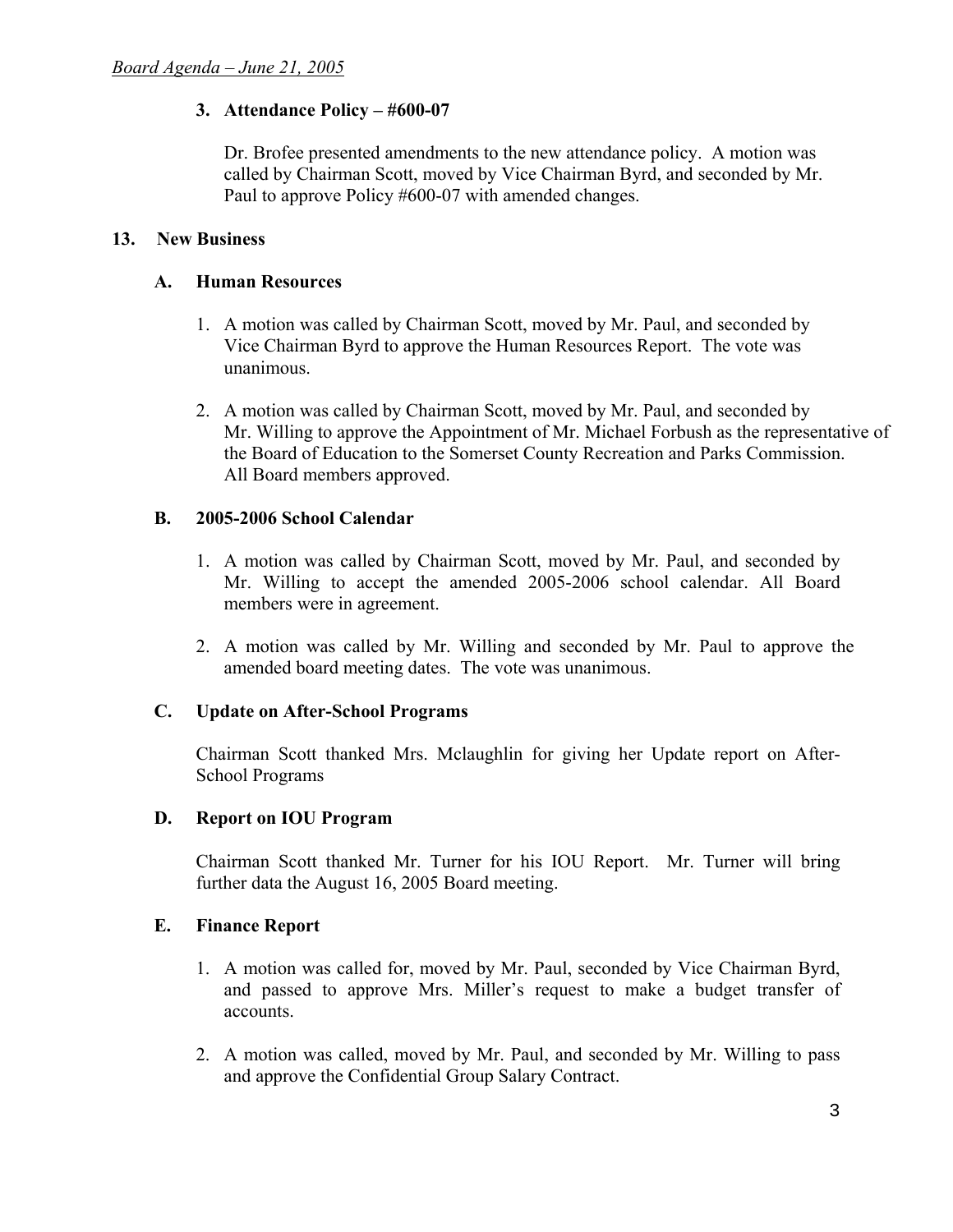3. **Attendance Policy – #600-07**

   Dr. Brofee presented amendments to the new attendance policy. A motion was called by Chairman Scott, moved by Vice Chairman Byrd, and seconded by Mr. Paul to approve Policy #600-07 with amended changes.

## 13. New Business

### A. Human Resources

1. A motion was called by Chairman Scott, moved by Mr. Paul, and seconded by Vice Chairman Byrd to approve the Human Resources Report. The vote was unanimous.

2. A motion was called by Chairman Scott, moved by Mr. Paul, and seconded by Mr. Willing to approve the Appointment of Mr. Michael Forbush as the representative of the Board of Education to the Somerset County Recreation and Parks Commission. All Board members approved.

### B. 2005-2006 School Calendar

1. A motion was called by Chairman Scott, moved by Mr. Paul, and seconded by Mr. Willing to accept the amended 2005-2006 school calendar. All Board members were in agreement.

2. A motion was called by Mr. Willing and seconded by Mr. Paul to approve the amended board meeting dates. The vote was unanimous.

### C. Update on After-School Programs

Chairman Scott thanked Mrs. Mclaughlin for giving her Update report on After-School Programs

### D. Report on IOU Program

Chairman Scott thanked Mr. Turner for his IOU Report. Mr. Turner will bring further data the August 16, 2005 Board meeting.

### E. Finance Report

1. A motion was called for, moved by Mr. Paul, seconded by Vice Chairman Byrd, and passed to approve Mrs. Miller's request to make a budget transfer of accounts.

2. A motion was called, moved by Mr. Paul, and seconded by Mr. Willing to pass and approve the Confidential Group Salary Contract.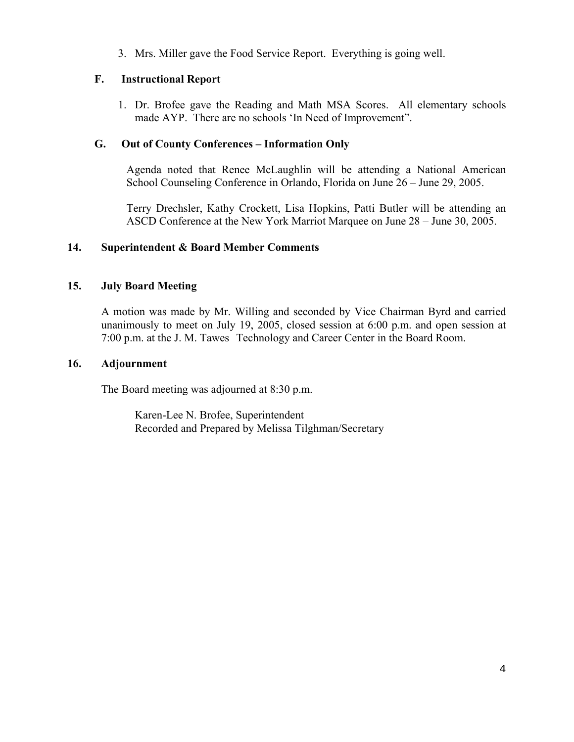3. Mrs. Miller gave the Food Service Report. Everything is going well.

### F. Instructional Report

1. Dr. Brofee gave the Reading and Math MSA Scores. All elementary schools made AYP. There are no schools 'In Need of Improvement".

### G. Out of County Conferences – Information Only

Agenda noted that Renee McLaughlin will be attending a National American School Counseling Conference in Orlando, Florida on June 26 – June 29, 2005.

Terry Drechsler, Kathy Crockett, Lisa Hopkins, Patti Butler will be attending an ASCD Conference at the New York Marriot Marquee on June 28 – June 30, 2005.

## 14. Superintendent & Board Member Comments

## 15. July Board Meeting

A motion was made by Mr. Willing and seconded by Vice Chairman Byrd and carried unanimously to meet on July 19, 2005, closed session at 6:00 p.m. and open session at 7:00 p.m. at the J. M. Tawes Technology and Career Center in the Board Room.

## 16. Adjournment

The Board meeting was adjourned at 8:30 p.m.

Karen-Lee N. Brofee, Superintendent
Recorded and Prepared by Melissa Tilghman/Secretary